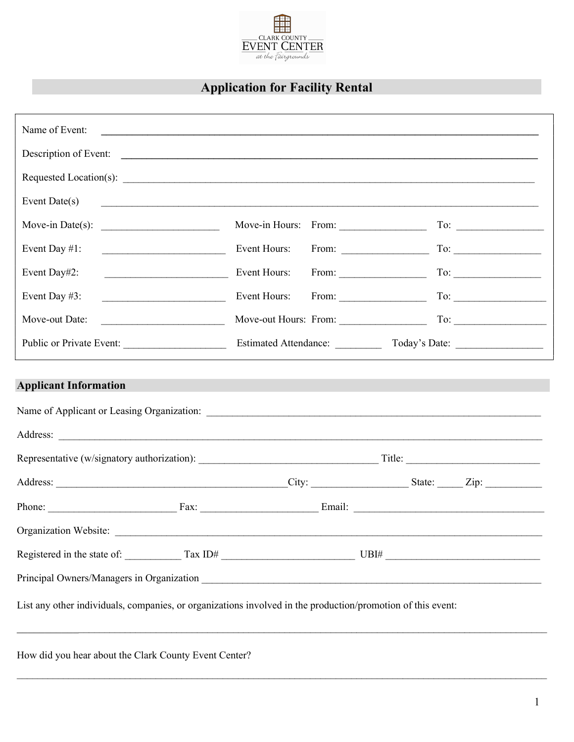CLARK COUNTY EVENT CENTER at the Fairgrounds

## Application for Facility Rental

Name of Event: ______________________________________________

Description of Event: ______________________________________________

Requested Location(s): ______________________________________________

Event Date(s) ______________________________________________

Move-in Date(s): ____________________ Move-in Hours: From: ______________ To: ______________

Event Day #1: ____________________ Event Hours: From: ______________ To: ______________

Event Day#2: ____________________ Event Hours: From: ______________ To: ______________

Event Day #3: ____________________ Event Hours: From: ______________ To: ______________

Move-out Date: ____________________ Move-out Hours: From: ______________ To: ______________

Public or Private Event: ________________ Estimated Attendance: ________ Today's Date: ______________

### Applicant Information

Name of Applicant or Leasing Organization: ______________________________________________

Address: ______________________________________________

Representative (w/signatory authorization): ______________________________ Title: ______________________

Address: ________________________________________City: ________________ State: _____ Zip: __________

Phone: ______________________ Fax: ____________________ Email: ________________________________

Organization Website: ______________________________________________

Registered in the state of: __________ Tax ID# ______________________ UBI# __________________________

Principal Owners/Managers in Organization ______________________________________________

List any other individuals, companies, or organizations involved in the production/promotion of this event:

______________________________________________

How did you hear about the Clark County Event Center?

______________________________________________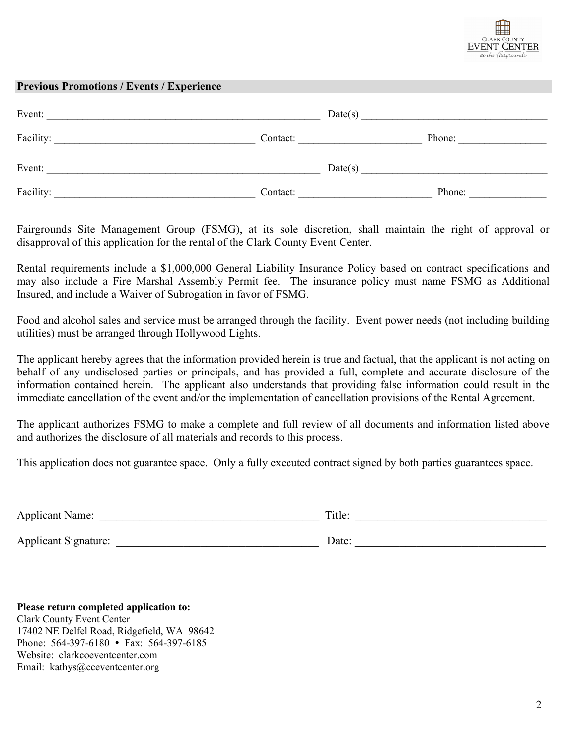## Previous Promotions / Events / Experience

Event: _______________________________________________ Date(s):______________________________

Facility: _________________________________ Contact: ____________________ Phone: ______________

Event: _______________________________________________ Date(s):______________________________

Facility: _________________________________ Contact: ______________________ Phone: ____________

Fairgrounds Site Management Group (FSMG), at its sole discretion, shall maintain the right of approval or disapproval of this application for the rental of the Clark County Event Center.

Rental requirements include a $1,000,000 General Liability Insurance Policy based on contract specifications and may also include a Fire Marshal Assembly Permit fee. The insurance policy must name FSMG as Additional Insured, and include a Waiver of Subrogation in favor of FSMG.

Food and alcohol sales and service must be arranged through the facility. Event power needs (not including building utilities) must be arranged through Hollywood Lights.

The applicant hereby agrees that the information provided herein is true and factual, that the applicant is not acting on behalf of any undisclosed parties or principals, and has provided a full, complete and accurate disclosure of the information contained herein. The applicant also understands that providing false information could result in the immediate cancellation of the event and/or the implementation of cancellation provisions of the Rental Agreement.

The applicant authorizes FSMG to make a complete and full review of all documents and information listed above and authorizes the disclosure of all materials and records to this process.

This application does not guarantee space. Only a fully executed contract signed by both parties guarantees space.

Applicant Name: __________________________________ Title: ____________________________

Applicant Signature: ______________________________ Date: ____________________________

**Please return completed application to:**
Clark County Event Center
17402 NE Delfel Road, Ridgefield, WA 98642
Phone: 564-397-6180 • Fax: 564-397-6185
Website: clarkcoeventcenter.com
Email: kathys@cceventcenter.org